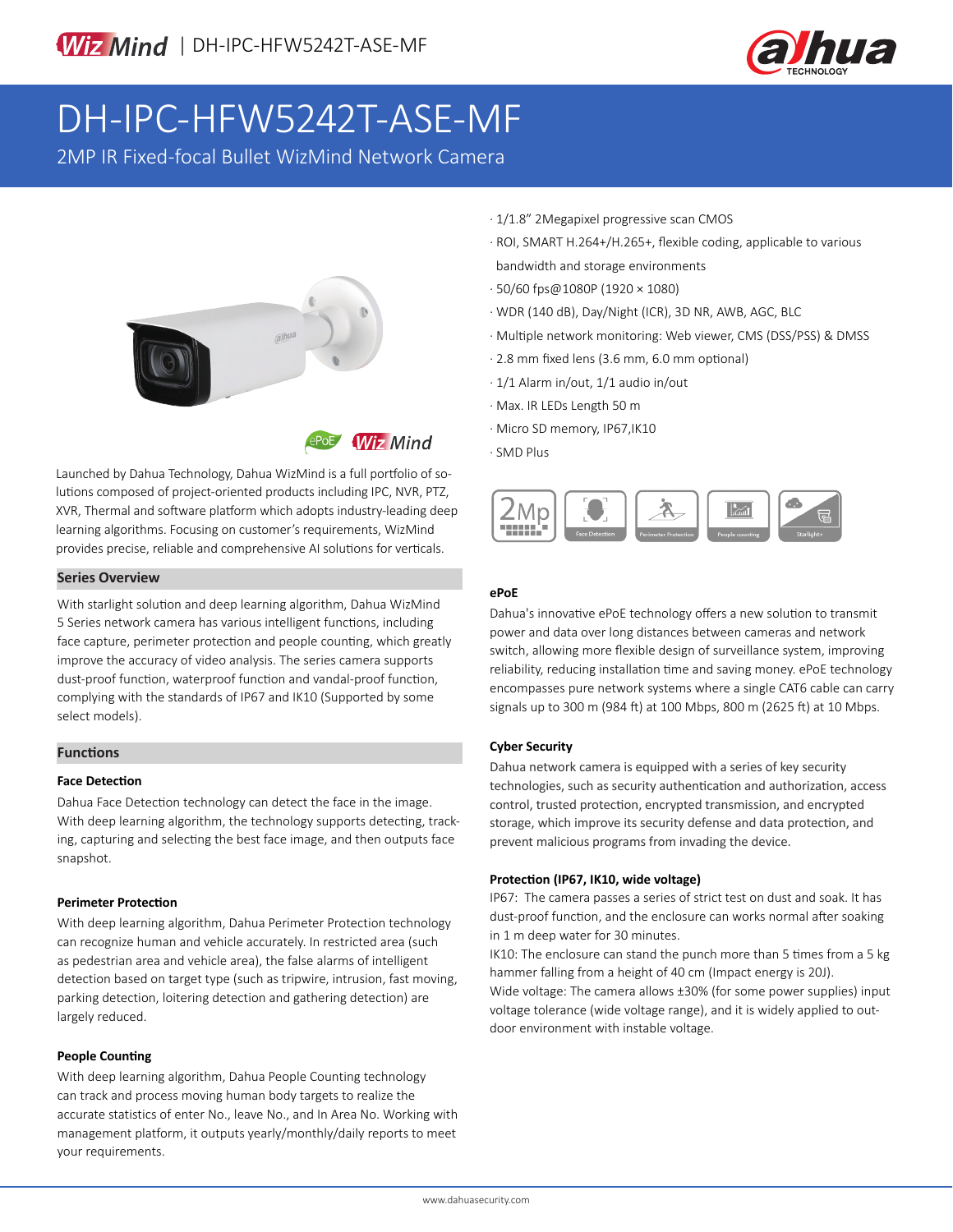# DH-IPC-HFW5242T-ASE-MF

2MP IR Fixed-focal Bullet WizMind Network Camera

Launched by Dahua Technology, Dahua WizMind is a full portfolio of solutions composed of project-oriented products including IPC, NVR, PTZ, XVR, Thermal and software platform which adopts industry-leading deep learning algorithms. Focusing on customer's requirements, WizMind provides precise, reliable and comprehensive AI solutions for verticals.

## Series Overview

With starlight solution and deep learning algorithm, Dahua WizMind 5 Series network camera has various intelligent functions, including face capture, perimeter protection and people counting, which greatly improve the accuracy of video analysis. The series camera supports dust-proof function, waterproof function and vandal-proof function, complying with the standards of IP67 and IK10 (Supported by some select models).

## Functions

### Face Detection

Dahua Face Detection technology can detect the face in the image. With deep learning algorithm, the technology supports detecting, tracking, capturing and selecting the best face image, and then outputs face snapshot.

### Perimeter Protection

With deep learning algorithm, Dahua Perimeter Protection technology can recognize human and vehicle accurately. In restricted area (such as pedestrian area and vehicle area), the false alarms of intelligent detection based on target type (such as tripwire, intrusion, fast moving, parking detection, loitering detection and gathering detection) are largely reduced.

### People Counting

With deep learning algorithm, Dahua People Counting technology can track and process moving human body targets to realize the accurate statistics of enter No., leave No., and In Area No. Working with management platform, it outputs yearly/monthly/daily reports to meet your requirements.

- 1/1.8" 2Megapixel progressive scan CMOS
- ROI, SMART H.264+/H.265+, flexible coding, applicable to various bandwidth and storage environments
- 50/60 fps@1080P (1920 × 1080)
- WDR (140 dB), Day/Night (ICR), 3D NR, AWB, AGC, BLC
- Multiple network monitoring: Web viewer, CMS (DSS/PSS) & DMSS
- 2.8 mm fixed lens (3.6 mm, 6.0 mm optional)
- 1/1 Alarm in/out, 1/1 audio in/out
- Max. IR LEDs Length 50 m
- Micro SD memory, IP67,IK10
- SMD Plus

### ePoE

Dahua's innovative ePoE technology offers a new solution to transmit power and data over long distances between cameras and network switch, allowing more flexible design of surveillance system, improving reliability, reducing installation time and saving money. ePoE technology encompasses pure network systems where a single CAT6 cable can carry signals up to 300 m (984 ft) at 100 Mbps, 800 m (2625 ft) at 10 Mbps.

### Cyber Security

Dahua network camera is equipped with a series of key security technologies, such as security authentication and authorization, access control, trusted protection, encrypted transmission, and encrypted storage, which improve its security defense and data protection, and prevent malicious programs from invading the device.

### Protection (IP67, IK10, wide voltage)

IP67: The camera passes a series of strict test on dust and soak. It has dust-proof function, and the enclosure can works normal after soaking in 1 m deep water for 30 minutes.

IK10: The enclosure can stand the punch more than 5 times from a 5 kg hammer falling from a height of 40 cm (Impact energy is 20J).

Wide voltage: The camera allows ±30% (for some power supplies) input voltage tolerance (wide voltage range), and it is widely applied to outdoor environment with instable voltage.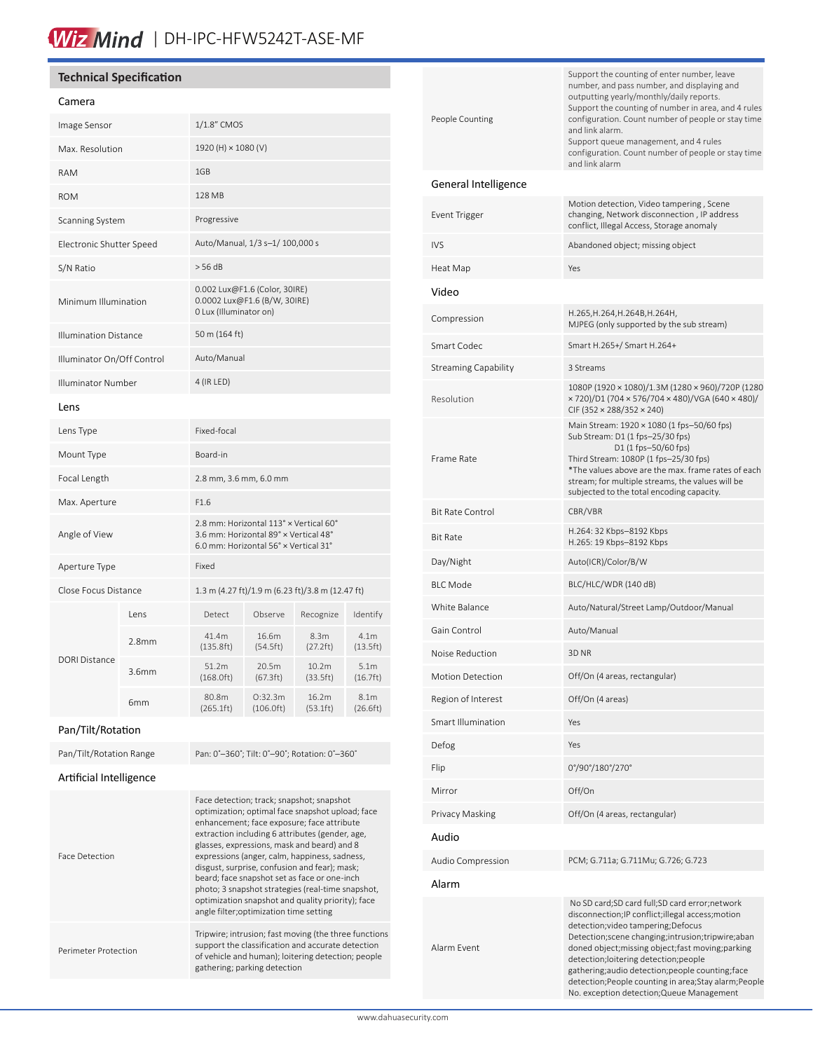# WizMind | DH-IPC-HFW5242T-ASE-MF

## Technical Specification

### Camera

| | |
|---|---|
| Image Sensor | 1/1.8" CMOS |
| Max. Resolution | 1920 (H) × 1080 (V) |
| RAM | 1GB |
| ROM | 128 MB |
| Scanning System | Progressive |
| Electronic Shutter Speed | Auto/Manual, 1/3 s–1/ 100,000 s |
| S/N Ratio | > 56 dB |
| Minimum Illumination | 0.002 Lux@F1.6 (Color, 30IRE)<br>0.0002 Lux@F1.6 (B/W, 30IRE)<br>0 Lux (Illuminator on) |
| Illumination Distance | 50 m (164 ft) |
| Illuminator On/Off Control | Auto/Manual |
| Illuminator Number | 4 (IR LED) |

### Lens

| | |
|---|---|
| Lens Type | Fixed-focal |
| Mount Type | Board-in |
| Focal Length | 2.8 mm, 3.6 mm, 6.0 mm |
| Max. Aperture | F1.6 |
| Angle of View | 2.8 mm: Horizontal 113° × Vertical 60°<br>3.6 mm: Horizontal 89° × Vertical 48°<br>6.0 mm: Horizontal 56° × Vertical 31° |
| Aperture Type | Fixed |
| Close Focus Distance | 1.3 m (4.27 ft)/1.9 m (6.23 ft)/3.8 m (12.47 ft) |

| DORI Distance | Lens | Detect | Observe | Recognize | Identify |
|---|---|---|---|---|---|
| | 2.8mm | 41.4m (135.8ft) | 16.6m (54.5ft) | 8.3m (27.2ft) | 4.1m (13.5ft) |
| | 3.6mm | 51.2m (168.0ft) | 20.5m (67.3ft) | 10.2m (33.5ft) | 5.1m (16.7ft) |
| | 6mm | 80.8m (265.1ft) | O:32.3m (106.0ft) | 16.2m (53.1ft) | 8.1m (26.6ft) |

### Pan/Tilt/Rotation

| | |
|---|---|
| Pan/Tilt/Rotation Range | Pan: 0°–360°; Tilt: 0°–90°; Rotation: 0°–360° |

### Artificial Intelligence

| | |
|---|---|
| Face Detection | Face detection; track; snapshot; snapshot optimization; optimal face snapshot upload; face enhancement; face exposure; face attribute extraction including 6 attributes (gender, age, glasses, expressions, mask and beard) and 8 expressions (anger, calm, happiness, sadness, disgust, surprise, confusion and fear); mask; beard; face snapshot set as face or one-inch photo; 3 snapshot strategies (real-time snapshot, optimization snapshot and quality priority); face angle filter;optimization time setting |
| Perimeter Protection | Tripwire; intrusion; fast moving (the three functions support the classification and accurate detection of vehicle and human); loitering detection; people gathering; parking detection |
| People Counting | Support the counting of enter number, leave number, and pass number, and displaying and outputting yearly/monthly/daily reports.<br>Support the counting of number in area, and 4 rules configuration. Count number of people or stay time and link alarm.<br>Support queue management, and 4 rules configuration. Count number of people or stay time and link alarm |

### General Intelligence

| | |
|---|---|
| Event Trigger | Motion detection, Video tampering , Scene changing, Network disconnection , IP address conflict, Illegal Access, Storage anomaly |
| IVS | Abandoned object; missing object |
| Heat Map | Yes |

### Video

| | |
|---|---|
| Compression | H.265,H.264,H.264B,H.264H,<br>MJPEG (only supported by the sub stream) |
| Smart Codec | Smart H.265+/ Smart H.264+ |
| Streaming Capability | 3 Streams |
| Resolution | 1080P (1920 × 1080)/1.3M (1280 × 960)/720P (1280 × 720)/D1 (704 × 576/704 × 480)/VGA (640 × 480)/ CIF (352 × 288/352 × 240) |
| Frame Rate | Main Stream: 1920 × 1080 (1 fps–50/60 fps)<br>Sub Stream: D1 (1 fps–25/30 fps)<br>D1 (1 fps–50/60 fps)<br>Third Stream: 1080P (1 fps–25/30 fps)<br>*The values above are the max. frame rates of each stream; for multiple streams, the values will be subjected to the total encoding capacity. |
| Bit Rate Control | CBR/VBR |
| Bit Rate | H.264: 32 Kbps–8192 Kbps<br>H.265: 19 Kbps–8192 Kbps |
| Day/Night | Auto(ICR)/Color/B/W |
| BLC Mode | BLC/HLC/WDR (140 dB) |
| White Balance | Auto/Natural/Street Lamp/Outdoor/Manual |
| Gain Control | Auto/Manual |
| Noise Reduction | 3D NR |
| Motion Detection | Off/On (4 areas, rectangular) |
| Region of Interest | Off/On (4 areas) |
| Smart Illumination | Yes |
| Defog | Yes |
| Flip | 0°/90°/180°/270° |
| Mirror | Off/On |
| Privacy Masking | Off/On (4 areas, rectangular) |

### Audio

| | |
|---|---|
| Audio Compression | PCM; G.711a; G.711Mu; G.726; G.723 |

### Alarm

| | |
|---|---|
| Alarm Event | No SD card;SD card full;SD card error;network disconnection;IP conflict;illegal access;motion detection;video tampering;Defocus Detection;scene changing;intrusion;tripwire;abandoned object;missing object;fast moving;parking detection;loitering detection;people gathering;audio detection;people counting;face detection;People counting in area;Stay alarm;People No. exception detection;Queue Management |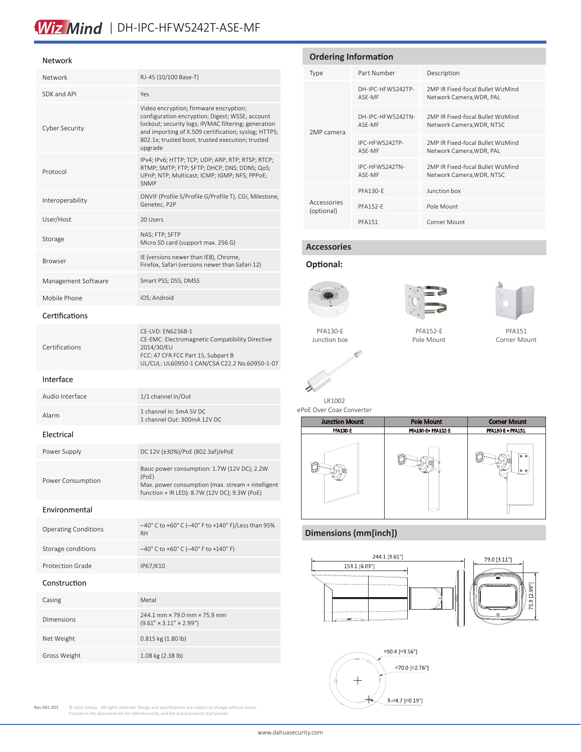# WizMind | DH-IPC-HFW5242T-ASE-MF

## Network

| | |
|---|---|
| Network | RJ-45 (10/100 Base-T) |
| SDK and API | Yes |
| Cyber Security | Video encryption; firmware encryption; configuration encryption; Digest; WSSE; account lockout; security logs; IP/MAC filtering; generation and importing of X.509 certification; syslog; HTTPS; 802.1x; trusted boot; trusted execution; trusted upgrade |
| Protocol | IPv4; IPv6; HTTP; TCP; UDP; ARP; RTP; RTSP; RTCP; RTMP; SMTP; FTP; SFTP; DHCP; DNS; DDNS; QoS; UPnP; NTP; Multicast; ICMP; IGMP; NFS; PPPoE; SNMP |
| Interoperability | ONVIF (Profile S/Profile G/Profile T), CGI, Milestone, Genetec, P2P |
| User/Host | 20 Users |
| Storage | NAS; FTP; SFTP<br>Micro SD card (support max. 256 G) |
| Browser | IE (versions newer than IE8), Chrome, Firefox, Safari (versions newer than Safari 12) |
| Management Software | Smart PSS; DSS; DMSS |
| Mobile Phone | iOS; Android |

## Certifications

| | |
|---|---|
| Certifications | CE-LVD: EN62368-1<br>CE-EMC: Electromagnetic Compatibility Directive 2014/30/EU<br>FCC: 47 CFR FCC Part 15, Subpart B<br>UL/CUL: UL60950-1 CAN/CSA C22.2 No.60950-1-07 |

## Interface

| | |
|---|---|
| Audio Interface | 1/1 channel In/Out |
| Alarm | 1 channel In: 5mA 5V DC<br>1 channel Out: 300mA 12V DC |

## Electrical

| | |
|---|---|
| Power Supply | DC 12V (±30%)/PoE (802.3af)/ePoE |
| Power Consumption | Basic power consumption: 1.7W (12V DC); 2.2W (PoE)<br>Max. power consumption (max. stream + intelligent function + IR LED): 8.7W (12V DC); 9.3W (PoE) |

## Environmental

| | |
|---|---|
| Operating Conditions | –40° C to +60° C (–40° F to +140° F)/Less than 95% RH |
| Storage conditions | –40° C to +60° C (–40° F to +140° F) |
| Protection Grade | IP67,IK10 |

## Construction

| | |
|---|---|
| Casing | Metal |
| Dimensions | 244.1 mm × 79.0 mm × 75.9 mm<br>(9.61" × 3.11" × 2.99") |
| Net Weight | 0.815 kg (1.80 lb) |
| Gross Weight | 1.08 kg (2.38 lb) |

## Ordering Information

| Type | Part Number | Description |
|---|---|---|
| 2MP camera | DH-IPC-HFW5242TP-ASE-MF | 2MP IR Fixed-focal Bullet WizMind Network Camera,WDR, PAL |
| | DH-IPC-HFW5242TN-ASE-MF | 2MP IR Fixed-focal Bullet WizMind Network Camera,WDR, NTSC |
| | IPC-HFW5242TP-ASE-MF | 2MP IR Fixed-focal Bullet WizMind Network Camera,WDR, PAL |
| | IPC-HFW5242TN-ASE-MF | 2MP IR Fixed-focal Bullet WizMind Network Camera,WDR, NTSC |
| Accessories (optional) | PFA130-E | Junction box |
| | PFA152-E | Pole Mount |
| | PFA151 | Corner Mount |

## Accessories

### Optional:

PFA130-E
Junction box

PFA152-E
Pole Mount

PFA151
Corner Mount

LR1002
ePoE Over Coax Converter

| Junction Mount | Pole Mount | Corner Mount |
|---|---|---|
| PFA130-E | PFA130-E+ PFA152-E | PFA130-E + PFA151 |

## Dimensions (mm[inch])

244.1 [9.61"]
153.1 [6.03"]
79.0 [3.11"]
75.9 [2.99"]
⌀90.4 [⌀3.56"]
⌀70.0 [⌀2.76"]
3-⌀4.7 [⌀0.19"]

Rev 001.001 © 2021 Dahua . All rights reserved. Design and specifications are subject to change without notice. Pictures in the document are for reference only, and the actual product shall prevail.

www.dahuasecurity.com